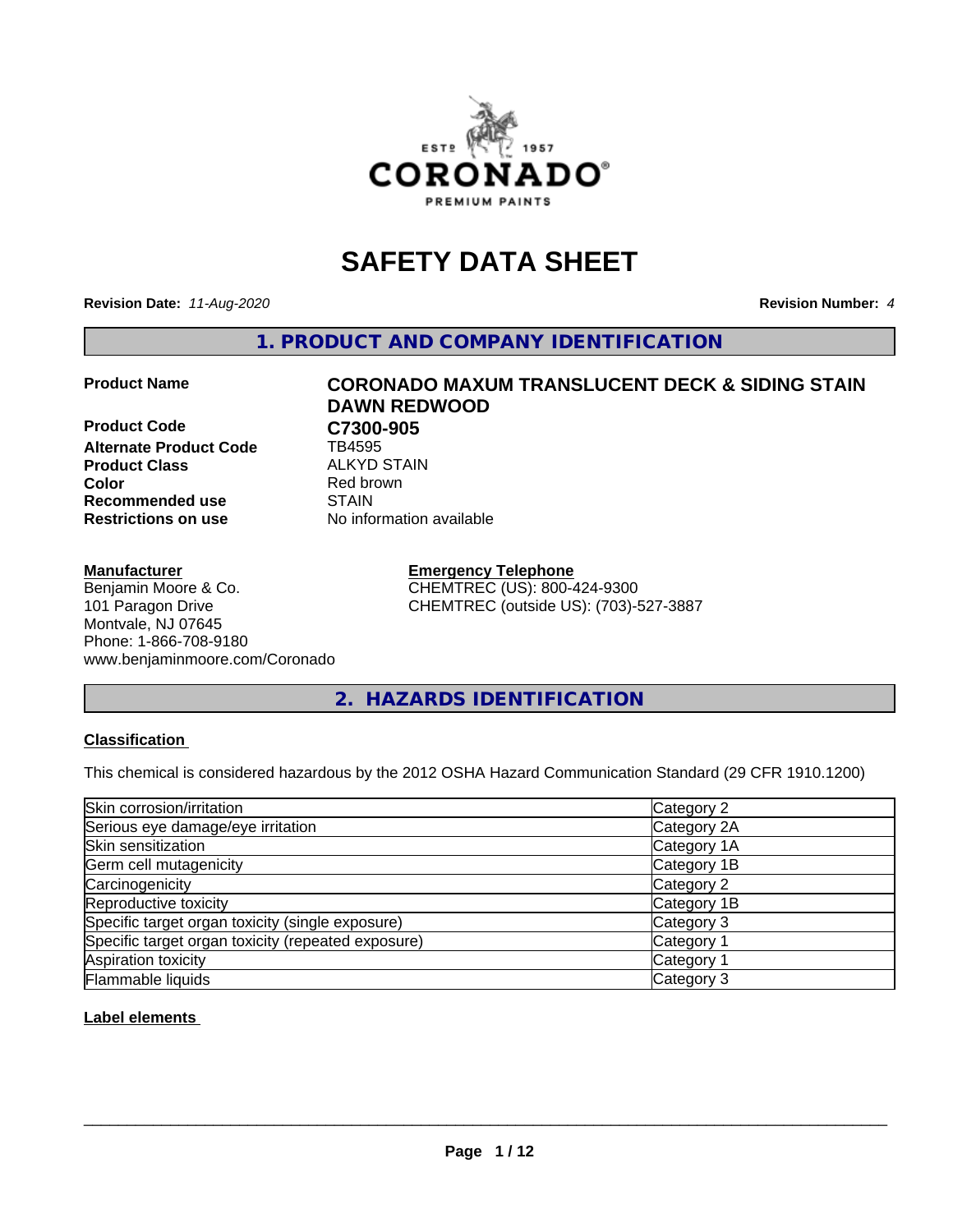# SAFETY DATA SHEET

**Revision Date:** *11-Aug-2020*

**Revision Number:** *4*

## 1. PRODUCT AND COMPANY IDENTIFICATION

| | |
|---|---|
| **Product Name** | **CORONADO MAXUM TRANSLUCENT DECK & SIDING STAIN DAWN REDWOOD** |
| **Product Code** | **C7300-905** |
| **Alternate Product Code** | TB4595 |
| **Product Class** | ALKYD STAIN |
| **Color** | Red brown |
| **Recommended use** | STAIN |
| **Restrictions on use** | No information available |

**Manufacturer**
Benjamin Moore & Co.
101 Paragon Drive
Montvale, NJ 07645
Phone: 1-866-708-9180
www.benjaminmoore.com/Coronado

**Emergency Telephone**
CHEMTREC (US): 800-424-9300
CHEMTREC (outside US): (703)-527-3887

## 2. HAZARDS IDENTIFICATION

**Classification**

This chemical is considered hazardous by the 2012 OSHA Hazard Communication Standard (29 CFR 1910.1200)

| | |
|---|---|
| Skin corrosion/irritation | Category 2 |
| Serious eye damage/eye irritation | Category 2A |
| Skin sensitization | Category 1A |
| Germ cell mutagenicity | Category 1B |
| Carcinogenicity | Category 2 |
| Reproductive toxicity | Category 1B |
| Specific target organ toxicity (single exposure) | Category 3 |
| Specific target organ toxicity (repeated exposure) | Category 1 |
| Aspiration toxicity | Category 1 |
| Flammable liquids | Category 3 |

**Label elements**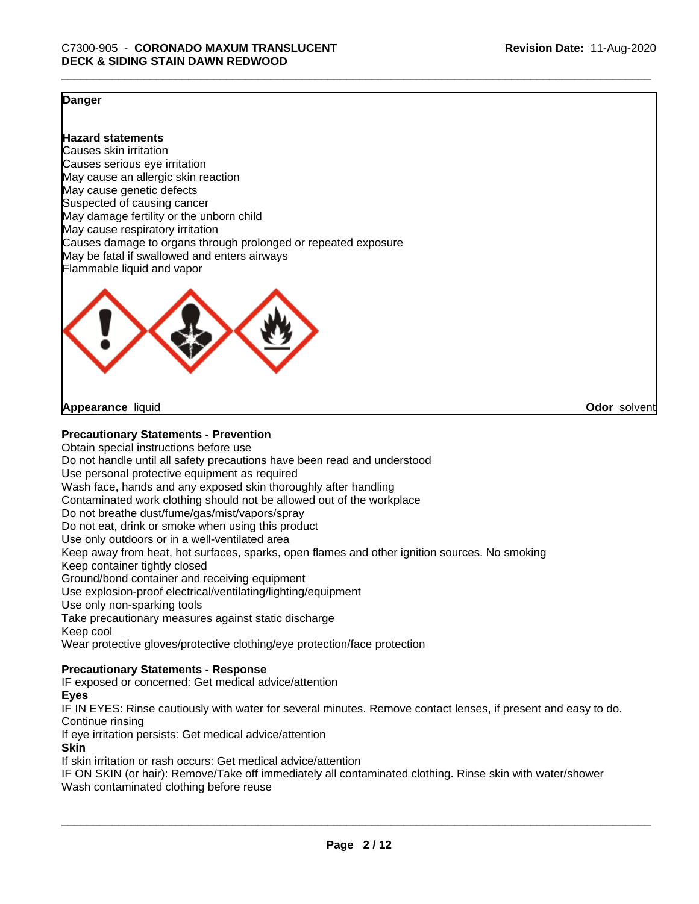**Danger**

**Hazard statements**

Causes skin irritation
Causes serious eye irritation
May cause an allergic skin reaction
May cause genetic defects
Suspected of causing cancer
May damage fertility or the unborn child
May cause respiratory irritation
Causes damage to organs through prolonged or repeated exposure
May be fatal if swallowed and enters airways
Flammable liquid and vapor

**Appearance** liquid **Odor** solvent

**Precautionary Statements - Prevention**

Obtain special instructions before use
Do not handle until all safety precautions have been read and understood
Use personal protective equipment as required
Wash face, hands and any exposed skin thoroughly after handling
Contaminated work clothing should not be allowed out of the workplace
Do not breathe dust/fume/gas/mist/vapors/spray
Do not eat, drink or smoke when using this product
Use only outdoors or in a well-ventilated area
Keep away from heat, hot surfaces, sparks, open flames and other ignition sources. No smoking
Keep container tightly closed
Ground/bond container and receiving equipment
Use explosion-proof electrical/ventilating/lighting/equipment
Use only non-sparking tools
Take precautionary measures against static discharge
Keep cool
Wear protective gloves/protective clothing/eye protection/face protection

**Precautionary Statements - Response**

IF exposed or concerned: Get medical advice/attention

**Eyes**

IF IN EYES: Rinse cautiously with water for several minutes. Remove contact lenses, if present and easy to do. Continue rinsing
If eye irritation persists: Get medical advice/attention

**Skin**

If skin irritation or rash occurs: Get medical advice/attention
IF ON SKIN (or hair): Remove/Take off immediately all contaminated clothing. Rinse skin with water/shower
Wash contaminated clothing before reuse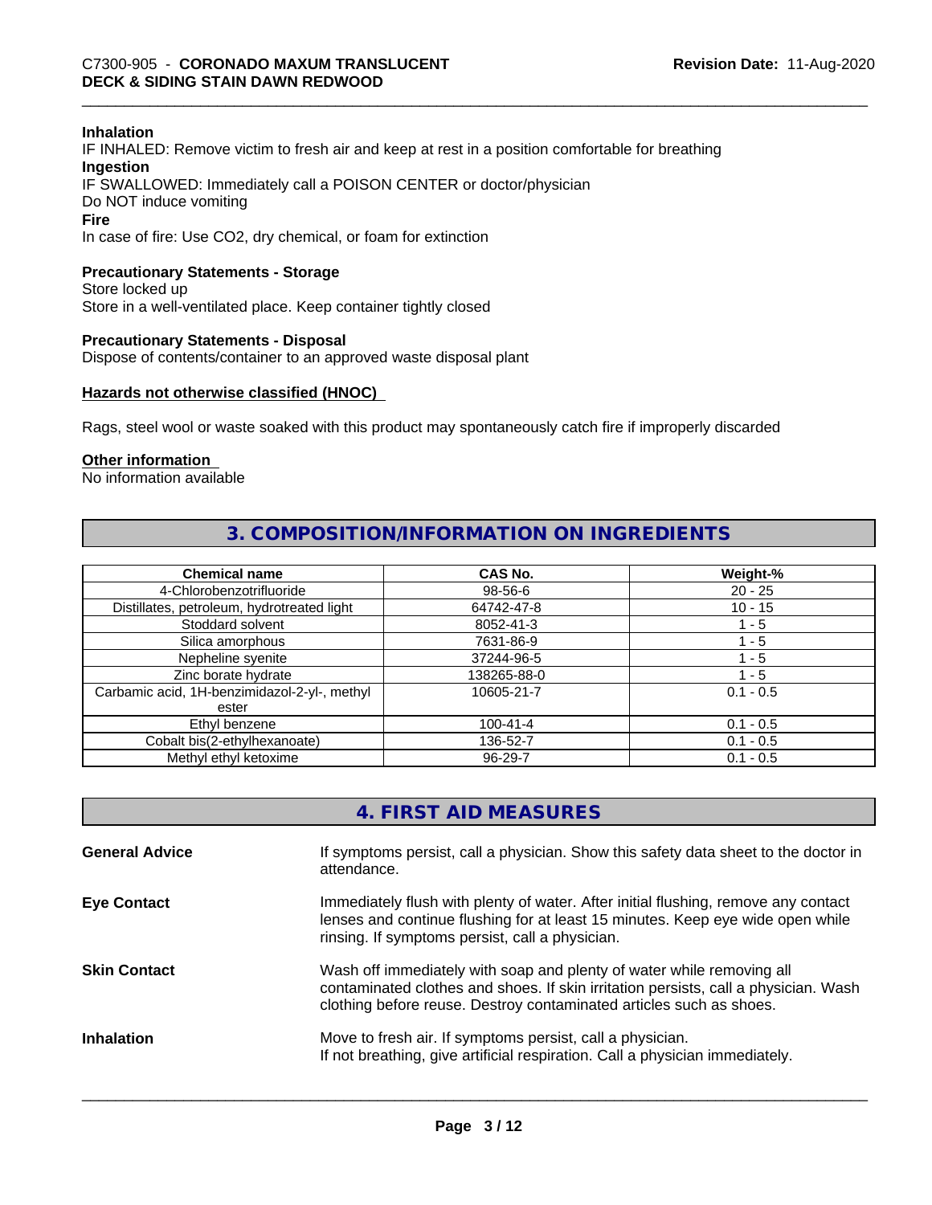**Inhalation**

IF INHALED: Remove victim to fresh air and keep at rest in a position comfortable for breathing

**Ingestion**

IF SWALLOWED: Immediately call a POISON CENTER or doctor/physician
Do NOT induce vomiting

**Fire**

In case of fire: Use CO2, dry chemical, or foam for extinction

**Precautionary Statements - Storage**

Store locked up
Store in a well-ventilated place. Keep container tightly closed

**Precautionary Statements - Disposal**

Dispose of contents/container to an approved waste disposal plant

**Hazards not otherwise classified (HNOC)**

Rags, steel wool or waste soaked with this product may spontaneously catch fire if improperly discarded

**Other information**

No information available

## 3. COMPOSITION/INFORMATION ON INGREDIENTS

| Chemical name | CAS No. | Weight-% |
|---|---|---|
| 4-Chlorobenzotrifluoride | 98-56-6 | 20 - 25 |
| Distillates, petroleum, hydrotreated light | 64742-47-8 | 10 - 15 |
| Stoddard solvent | 8052-41-3 | 1 - 5 |
| Silica amorphous | 7631-86-9 | 1 - 5 |
| Nepheline syenite | 37244-96-5 | 1 - 5 |
| Zinc borate hydrate | 138265-88-0 | 1 - 5 |
| Carbamic acid, 1H-benzimidazol-2-yl-, methyl ester | 10605-21-7 | 0.1 - 0.5 |
| Ethyl benzene | 100-41-4 | 0.1 - 0.5 |
| Cobalt bis(2-ethylhexanoate) | 136-52-7 | 0.1 - 0.5 |
| Methyl ethyl ketoxime | 96-29-7 | 0.1 - 0.5 |

## 4. FIRST AID MEASURES

**General Advice** If symptoms persist, call a physician. Show this safety data sheet to the doctor in attendance.

**Eye Contact** Immediately flush with plenty of water. After initial flushing, remove any contact lenses and continue flushing for at least 15 minutes. Keep eye wide open while rinsing. If symptoms persist, call a physician.

**Skin Contact** Wash off immediately with soap and plenty of water while removing all contaminated clothes and shoes. If skin irritation persists, call a physician. Wash clothing before reuse. Destroy contaminated articles such as shoes.

**Inhalation** Move to fresh air. If symptoms persist, call a physician.
If not breathing, give artificial respiration. Call a physician immediately.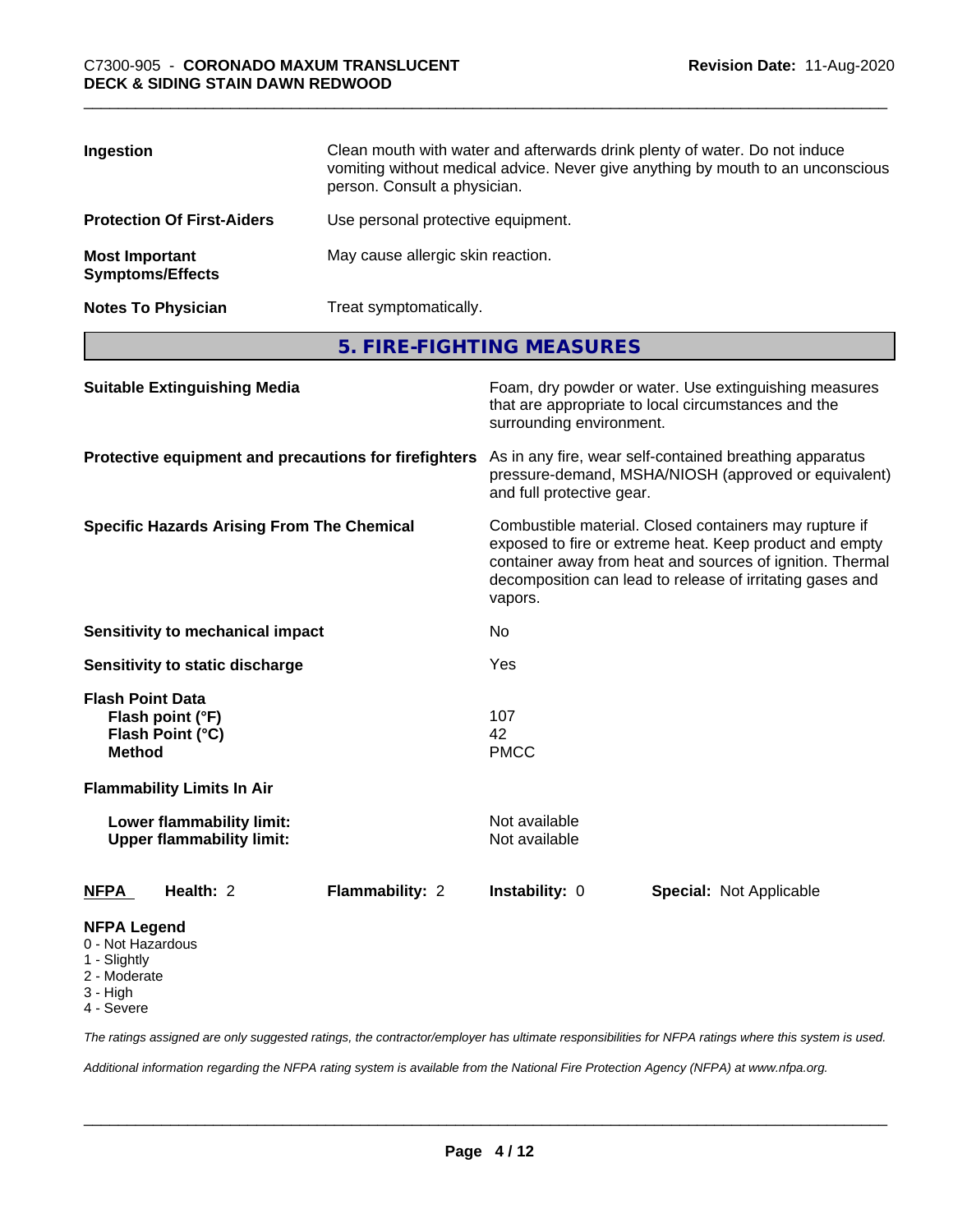| | |
|---|---|
| **Ingestion** | Clean mouth with water and afterwards drink plenty of water. Do not induce vomiting without medical advice. Never give anything by mouth to an unconscious person. Consult a physician. |
| **Protection Of First-Aiders** | Use personal protective equipment. |
| **Most Important Symptoms/Effects** | May cause allergic skin reaction. |
| **Notes To Physician** | Treat symptomatically. |

## 5. FIRE-FIGHTING MEASURES

| | |
|---|---|
| **Suitable Extinguishing Media** | Foam, dry powder or water. Use extinguishing measures that are appropriate to local circumstances and the surrounding environment. |
| **Protective equipment and precautions for firefighters** | As in any fire, wear self-contained breathing apparatus pressure-demand, MSHA/NIOSH (approved or equivalent) and full protective gear. |
| **Specific Hazards Arising From The Chemical** | Combustible material. Closed containers may rupture if exposed to fire or extreme heat. Keep product and empty container away from heat and sources of ignition. Thermal decomposition can lead to release of irritating gases and vapors. |
| **Sensitivity to mechanical impact** | No |
| **Sensitivity to static discharge** | Yes |

**Flash Point Data**

| | |
|---|---|
| **Flash point (°F)** | 107 |
| **Flash Point (°C)** | 42 |
| **Method** | PMCC |

**Flammability Limits In Air**

| | |
|---|---|
| **Lower flammability limit:** | Not available |
| **Upper flammability limit:** | Not available |

| **NFPA** | **Health:** 2 | **Flammability:** 2 | **Instability:** 0 | **Special:** Not Applicable |
|---|---|---|---|---|

**NFPA Legend**
- 0 - Not Hazardous
- 1 - Slightly
- 2 - Moderate
- 3 - High
- 4 - Severe

*The ratings assigned are only suggested ratings, the contractor/employer has ultimate responsibilities for NFPA ratings where this system is used.*

*Additional information regarding the NFPA rating system is available from the National Fire Protection Agency (NFPA) at www.nfpa.org.*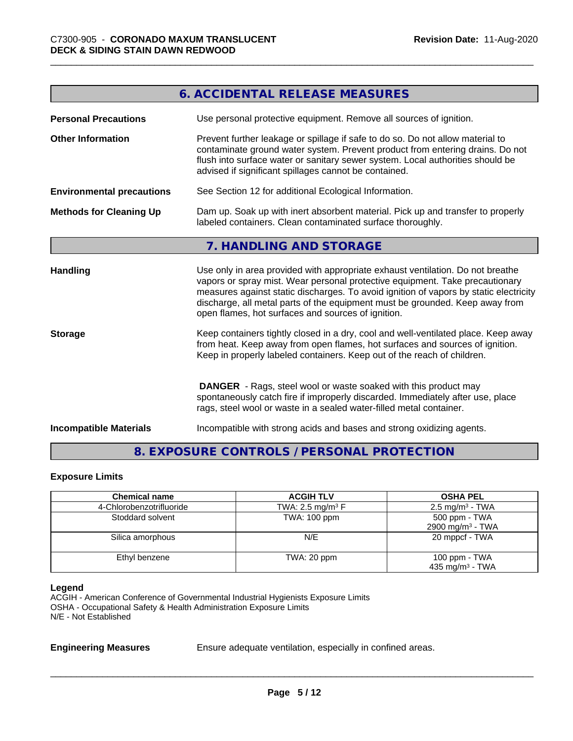## 6. ACCIDENTAL RELEASE MEASURES

**Personal Precautions**
Use personal protective equipment. Remove all sources of ignition.

**Other Information**
Prevent further leakage or spillage if safe to do so. Do not allow material to contaminate ground water system. Prevent product from entering drains. Do not flush into surface water or sanitary sewer system. Local authorities should be advised if significant spillages cannot be contained.

**Environmental precautions**
See Section 12 for additional Ecological Information.

**Methods for Cleaning Up**
Dam up. Soak up with inert absorbent material. Pick up and transfer to properly labeled containers. Clean contaminated surface thoroughly.

## 7. HANDLING AND STORAGE

**Handling**
Use only in area provided with appropriate exhaust ventilation. Do not breathe vapors or spray mist. Wear personal protective equipment. Take precautionary measures against static discharges. To avoid ignition of vapors by static electricity discharge, all metal parts of the equipment must be grounded. Keep away from open flames, hot surfaces and sources of ignition.

**Storage**
Keep containers tightly closed in a dry, cool and well-ventilated place. Keep away from heat. Keep away from open flames, hot surfaces and sources of ignition. Keep in properly labeled containers. Keep out of the reach of children.

**DANGER** - Rags, steel wool or waste soaked with this product may spontaneously catch fire if improperly discarded. Immediately after use, place rags, steel wool or waste in a sealed water-filled metal container.

**Incompatible Materials**
Incompatible with strong acids and bases and strong oxidizing agents.

## 8. EXPOSURE CONTROLS / PERSONAL PROTECTION

### Exposure Limits

| Chemical name | ACGIH TLV | OSHA PEL |
|---|---|---|
| 4-Chlorobenzotrifluoride | TWA: 2.5 mg/m³ F | 2.5 mg/m³ - TWA |
| Stoddard solvent | TWA: 100 ppm | 500 ppm - TWA<br>2900 mg/m³ - TWA |
| Silica amorphous | N/E | 20 mppcf - TWA |
| Ethyl benzene | TWA: 20 ppm | 100 ppm - TWA<br>435 mg/m³ - TWA |

**Legend**
ACGIH - American Conference of Governmental Industrial Hygienists Exposure Limits
OSHA - Occupational Safety & Health Administration Exposure Limits
N/E - Not Established

**Engineering Measures**
Ensure adequate ventilation, especially in confined areas.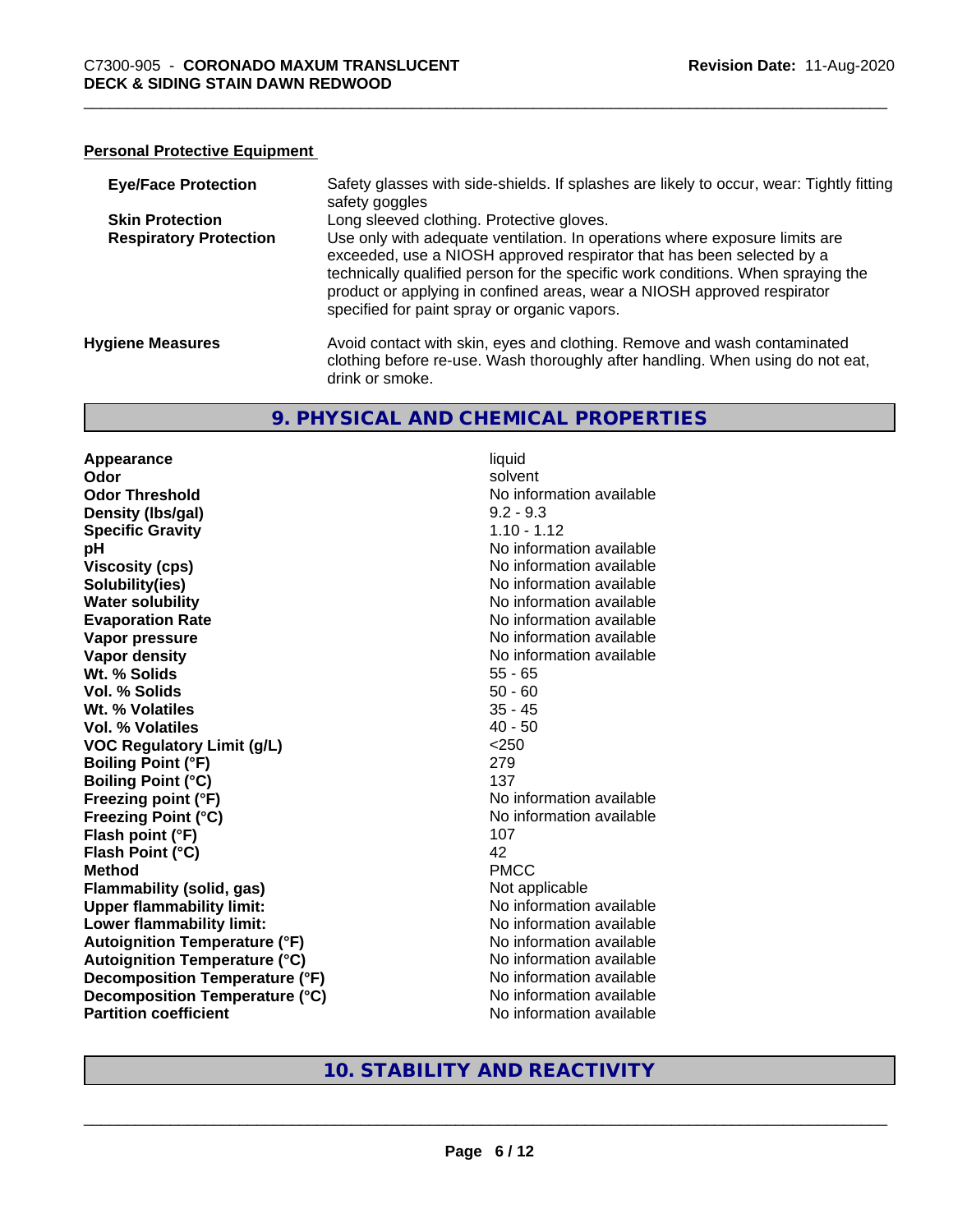### Personal Protective Equipment

| | |
|---|---|
| **Eye/Face Protection** | Safety glasses with side-shields. If splashes are likely to occur, wear: Tightly fitting safety goggles |
| **Skin Protection** | Long sleeved clothing. Protective gloves. |
| **Respiratory Protection** | Use only with adequate ventilation. In operations where exposure limits are exceeded, use a NIOSH approved respirator that has been selected by a technically qualified person for the specific work conditions. When spraying the product or applying in confined areas, wear a NIOSH approved respirator specified for paint spray or organic vapors. |

**Hygiene Measures** Avoid contact with skin, eyes and clothing. Remove and wash contaminated clothing before re-use. Wash thoroughly after handling. When using do not eat, drink or smoke.

## 9. PHYSICAL AND CHEMICAL PROPERTIES

| | |
|---|---|
| **Appearance** | liquid |
| **Odor** | solvent |
| **Odor Threshold** | No information available |
| **Density (lbs/gal)** | 9.2 - 9.3 |
| **Specific Gravity** | 1.10 - 1.12 |
| **pH** | No information available |
| **Viscosity (cps)** | No information available |
| **Solubility(ies)** | No information available |
| **Water solubility** | No information available |
| **Evaporation Rate** | No information available |
| **Vapor pressure** | No information available |
| **Vapor density** | No information available |
| **Wt. % Solids** | 55 - 65 |
| **Vol. % Solids** | 50 - 60 |
| **Wt. % Volatiles** | 35 - 45 |
| **Vol. % Volatiles** | 40 - 50 |
| **VOC Regulatory Limit (g/L)** | <250 |
| **Boiling Point (°F)** | 279 |
| **Boiling Point (°C)** | 137 |
| **Freezing point (°F)** | No information available |
| **Freezing Point (°C)** | No information available |
| **Flash point (°F)** | 107 |
| **Flash Point (°C)** | 42 |
| **Method** | PMCC |
| **Flammability (solid, gas)** | Not applicable |
| **Upper flammability limit:** | No information available |
| **Lower flammability limit:** | No information available |
| **Autoignition Temperature (°F)** | No information available |
| **Autoignition Temperature (°C)** | No information available |
| **Decomposition Temperature (°F)** | No information available |
| **Decomposition Temperature (°C)** | No information available |
| **Partition coefficient** | No information available |

## 10. STABILITY AND REACTIVITY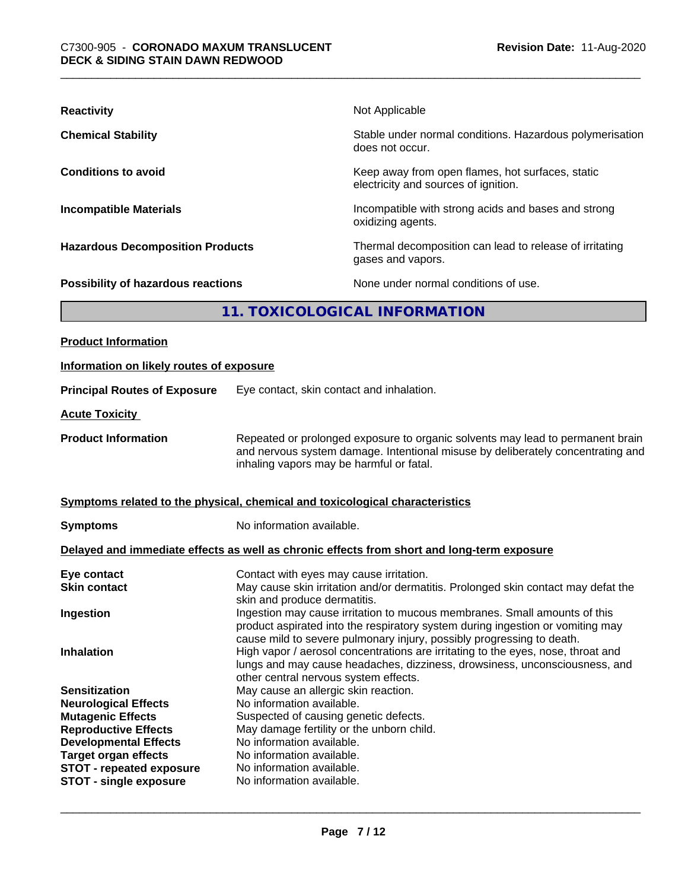| | |
|---|---|
| **Reactivity** | Not Applicable |
| **Chemical Stability** | Stable under normal conditions. Hazardous polymerisation does not occur. |
| **Conditions to avoid** | Keep away from open flames, hot surfaces, static electricity and sources of ignition. |
| **Incompatible Materials** | Incompatible with strong acids and bases and strong oxidizing agents. |
| **Hazardous Decomposition Products** | Thermal decomposition can lead to release of irritating gases and vapors. |
| **Possibility of hazardous reactions** | None under normal conditions of use. |

## 11. TOXICOLOGICAL INFORMATION

**Product Information**

**Information on likely routes of exposure**

**Principal Routes of Exposure** Eye contact, skin contact and inhalation.

**Acute Toxicity**

**Product Information** Repeated or prolonged exposure to organic solvents may lead to permanent brain and nervous system damage. Intentional misuse by deliberately concentrating and inhaling vapors may be harmful or fatal.

**Symptoms related to the physical, chemical and toxicological characteristics**

**Symptoms** No information available.

**Delayed and immediate effects as well as chronic effects from short and long-term exposure**

| | |
|---|---|
| **Eye contact** | Contact with eyes may cause irritation. |
| **Skin contact** | May cause skin irritation and/or dermatitis. Prolonged skin contact may defat the skin and produce dermatitis. |
| **Ingestion** | Ingestion may cause irritation to mucous membranes. Small amounts of this product aspirated into the respiratory system during ingestion or vomiting may cause mild to severe pulmonary injury, possibly progressing to death. |
| **Inhalation** | High vapor / aerosol concentrations are irritating to the eyes, nose, throat and lungs and may cause headaches, dizziness, drowsiness, unconsciousness, and other central nervous system effects. |
| **Sensitization** | May cause an allergic skin reaction. |
| **Neurological Effects** | No information available. |
| **Mutagenic Effects** | Suspected of causing genetic defects. |
| **Reproductive Effects** | May damage fertility or the unborn child. |
| **Developmental Effects** | No information available. |
| **Target organ effects** | No information available. |
| **STOT - repeated exposure** | No information available. |
| **STOT - single exposure** | No information available. |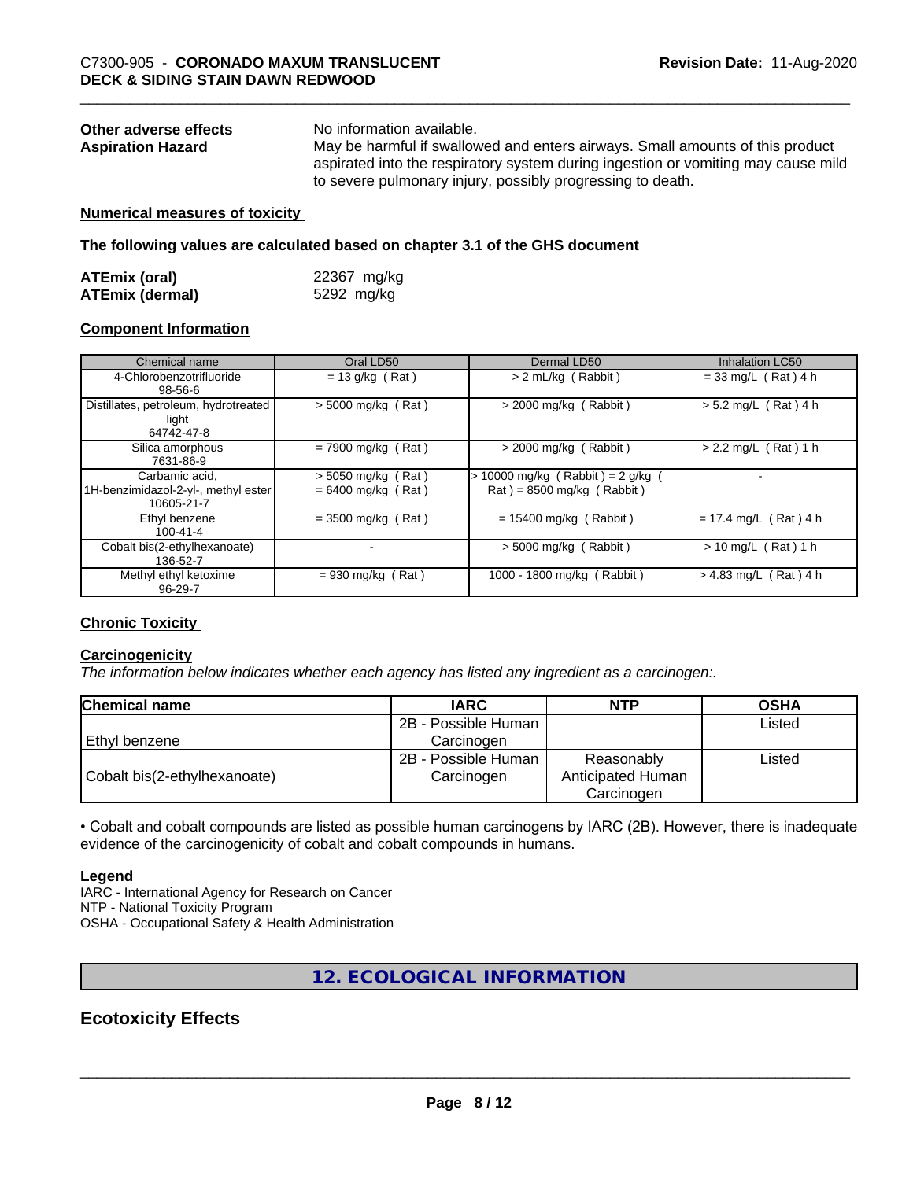**Other adverse effects** No information available.

**Aspiration Hazard** May be harmful if swallowed and enters airways. Small amounts of this product aspirated into the respiratory system during ingestion or vomiting may cause mild to severe pulmonary injury, possibly progressing to death.

**Numerical measures of toxicity**

**The following values are calculated based on chapter 3.1 of the GHS document**

**ATEmix (oral)** 22367 mg/kg
**ATEmix (dermal)** 5292 mg/kg

**Component Information**

| Chemical name | Oral LD50 | Dermal LD50 | Inhalation LC50 |
|---|---|---|---|
| 4-Chlorobenzotrifluoride<br>98-56-6 | = 13 g/kg ( Rat ) | > 2 mL/kg ( Rabbit ) | = 33 mg/L ( Rat ) 4 h |
| Distillates, petroleum, hydrotreated light<br>64742-47-8 | > 5000 mg/kg ( Rat ) | > 2000 mg/kg ( Rabbit ) | > 5.2 mg/L ( Rat ) 4 h |
| Silica amorphous<br>7631-86-9 | = 7900 mg/kg ( Rat ) | > 2000 mg/kg ( Rabbit ) | > 2.2 mg/L ( Rat ) 1 h |
| Carbamic acid, 1H-benzimidazol-2-yl-, methyl ester<br>10605-21-7 | > 5050 mg/kg ( Rat )<br>= 6400 mg/kg ( Rat ) | > 10000 mg/kg ( Rabbit ) = 2 g/kg ( Rat ) = 8500 mg/kg ( Rabbit ) | - |
| Ethyl benzene<br>100-41-4 | = 3500 mg/kg ( Rat ) | = 15400 mg/kg ( Rabbit ) | = 17.4 mg/L ( Rat ) 4 h |
| Cobalt bis(2-ethylhexanoate)<br>136-52-7 | - | > 5000 mg/kg ( Rabbit ) | > 10 mg/L ( Rat ) 1 h |
| Methyl ethyl ketoxime<br>96-29-7 | = 930 mg/kg ( Rat ) | 1000 - 1800 mg/kg ( Rabbit ) | > 4.83 mg/L ( Rat ) 4 h |

**Chronic Toxicity**

**Carcinogenicity**

*The information below indicates whether each agency has listed any ingredient as a carcinogen:.*

| Chemical name | IARC | NTP | OSHA |
|---|---|---|---|
| Ethyl benzene | 2B - Possible Human Carcinogen | | Listed |
| Cobalt bis(2-ethylhexanoate) | 2B - Possible Human Carcinogen | Reasonably Anticipated Human Carcinogen | Listed |

• Cobalt and cobalt compounds are listed as possible human carcinogens by IARC (2B). However, there is inadequate evidence of the carcinogenicity of cobalt and cobalt compounds in humans.

**Legend**

IARC - International Agency for Research on Cancer
NTP - National Toxicity Program
OSHA - Occupational Safety & Health Administration

## 12. ECOLOGICAL INFORMATION

## Ecotoxicity Effects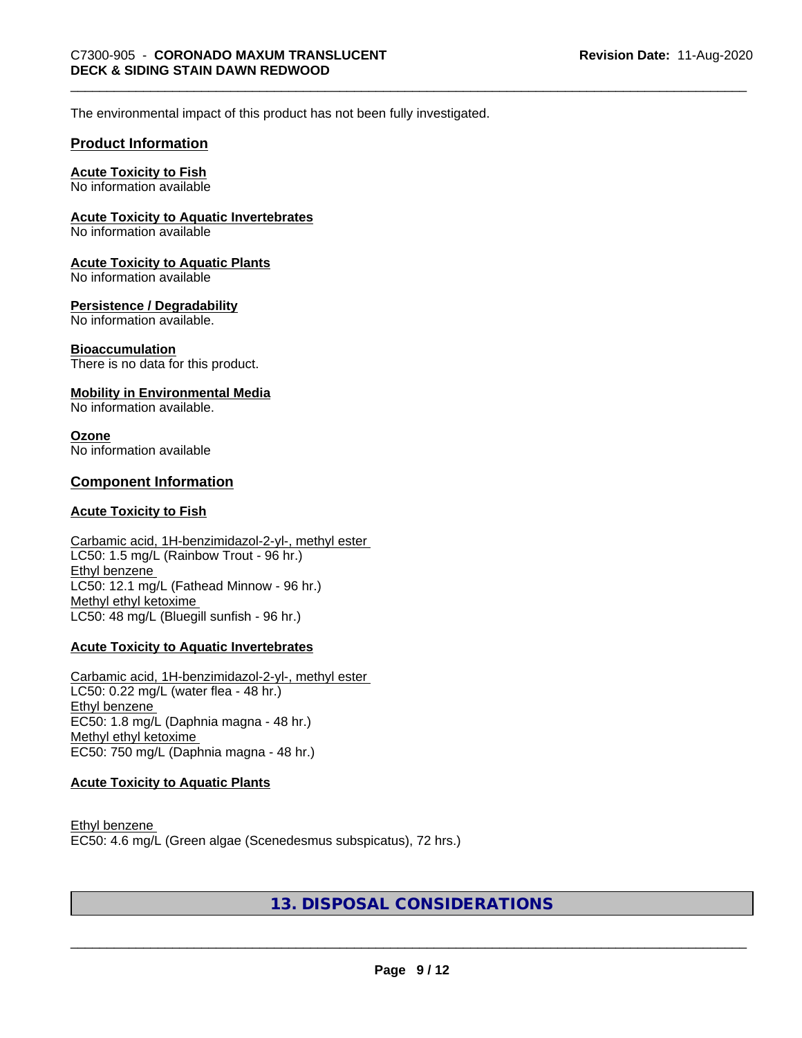The environmental impact of this product has not been fully investigated.

## Product Information

**Acute Toxicity to Fish**
No information available

**Acute Toxicity to Aquatic Invertebrates**
No information available

**Acute Toxicity to Aquatic Plants**
No information available

**Persistence / Degradability**
No information available.

**Bioaccumulation**
There is no data for this product.

**Mobility in Environmental Media**
No information available.

**Ozone**
No information available

## Component Information

**Acute Toxicity to Fish**

Carbamic acid, 1H-benzimidazol-2-yl-, methyl ester
LC50: 1.5 mg/L (Rainbow Trout - 96 hr.)
Ethyl benzene
LC50: 12.1 mg/L (Fathead Minnow - 96 hr.)
Methyl ethyl ketoxime
LC50: 48 mg/L (Bluegill sunfish - 96 hr.)

**Acute Toxicity to Aquatic Invertebrates**

Carbamic acid, 1H-benzimidazol-2-yl-, methyl ester
LC50: 0.22 mg/L (water flea - 48 hr.)
Ethyl benzene
EC50: 1.8 mg/L (Daphnia magna - 48 hr.)
Methyl ethyl ketoxime
EC50: 750 mg/L (Daphnia magna - 48 hr.)

**Acute Toxicity to Aquatic Plants**

Ethyl benzene
EC50: 4.6 mg/L (Green algae (Scenedesmus subspicatus), 72 hrs.)

# 13. DISPOSAL CONSIDERATIONS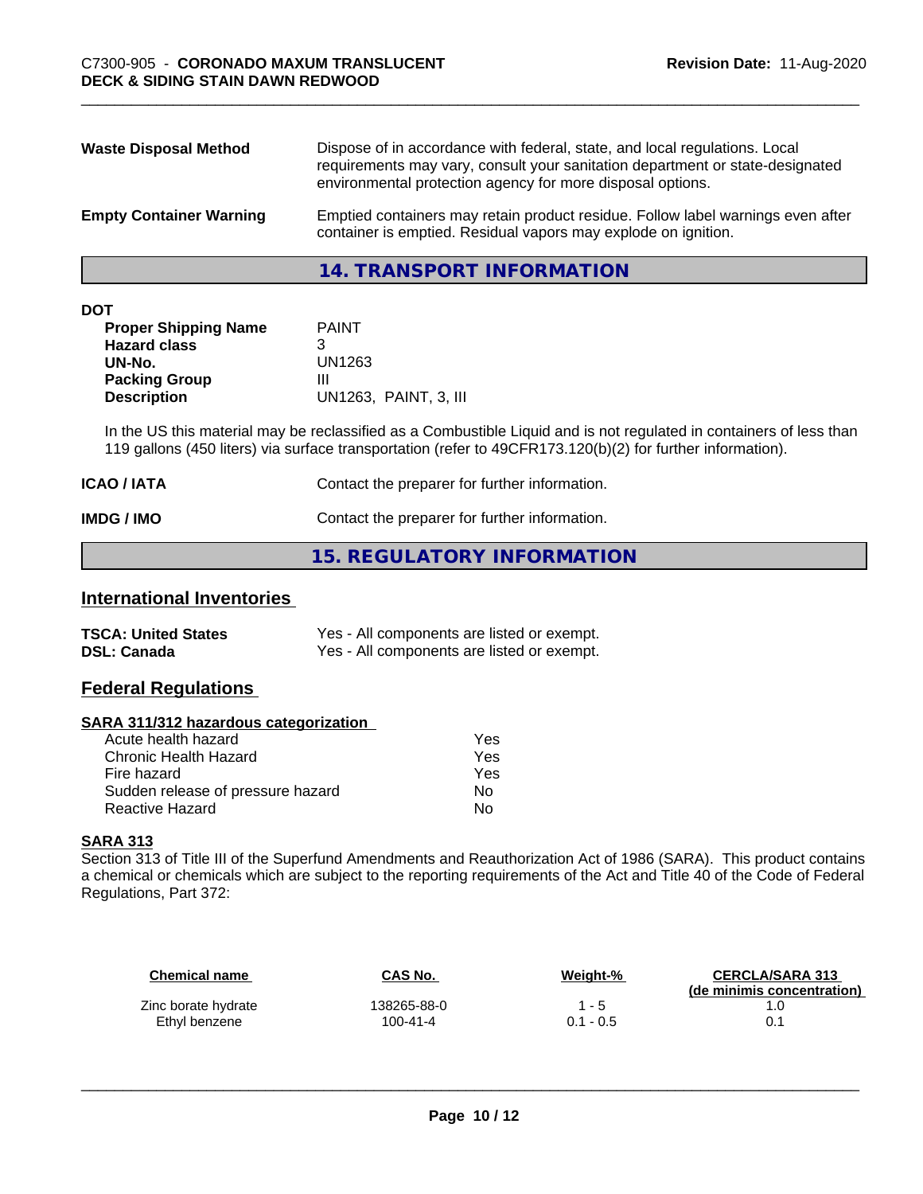| | |
|---|---|
| **Waste Disposal Method** | Dispose of in accordance with federal, state, and local regulations. Local requirements may vary, consult your sanitation department or state-designated environmental protection agency for more disposal options. |
| **Empty Container Warning** | Emptied containers may retain product residue. Follow label warnings even after container is emptied. Residual vapors may explode on ignition. |

## 14. TRANSPORT INFORMATION

**DOT**

| | |
|---|---|
| **Proper Shipping Name** | PAINT |
| **Hazard class** | 3 |
| **UN-No.** | UN1263 |
| **Packing Group** | III |
| **Description** | UN1263, PAINT, 3, III |

In the US this material may be reclassified as a Combustible Liquid and is not regulated in containers of less than 119 gallons (450 liters) via surface transportation (refer to 49CFR173.120(b)(2) for further information).

| | |
|---|---|
| **ICAO / IATA** | Contact the preparer for further information. |
| **IMDG / IMO** | Contact the preparer for further information. |

## 15. REGULATORY INFORMATION

### International Inventories

| | |
|---|---|
| **TSCA: United States** | Yes - All components are listed or exempt. |
| **DSL: Canada** | Yes - All components are listed or exempt. |

### Federal Regulations

**SARA 311/312 hazardous categorization**

| | |
|---|---|
| Acute health hazard | Yes |
| Chronic Health Hazard | Yes |
| Fire hazard | Yes |
| Sudden release of pressure hazard | No |
| Reactive Hazard | No |

**SARA 313**

Section 313 of Title III of the Superfund Amendments and Reauthorization Act of 1986 (SARA). This product contains a chemical or chemicals which are subject to the reporting requirements of the Act and Title 40 of the Code of Federal Regulations, Part 372:

| Chemical name | CAS No. | Weight-% | CERCLA/SARA 313 (de minimis concentration) |
|---|---|---|---|
| Zinc borate hydrate | 138265-88-0 | 1 - 5 | 1.0 |
| Ethyl benzene | 100-41-4 | 0.1 - 0.5 | 0.1 |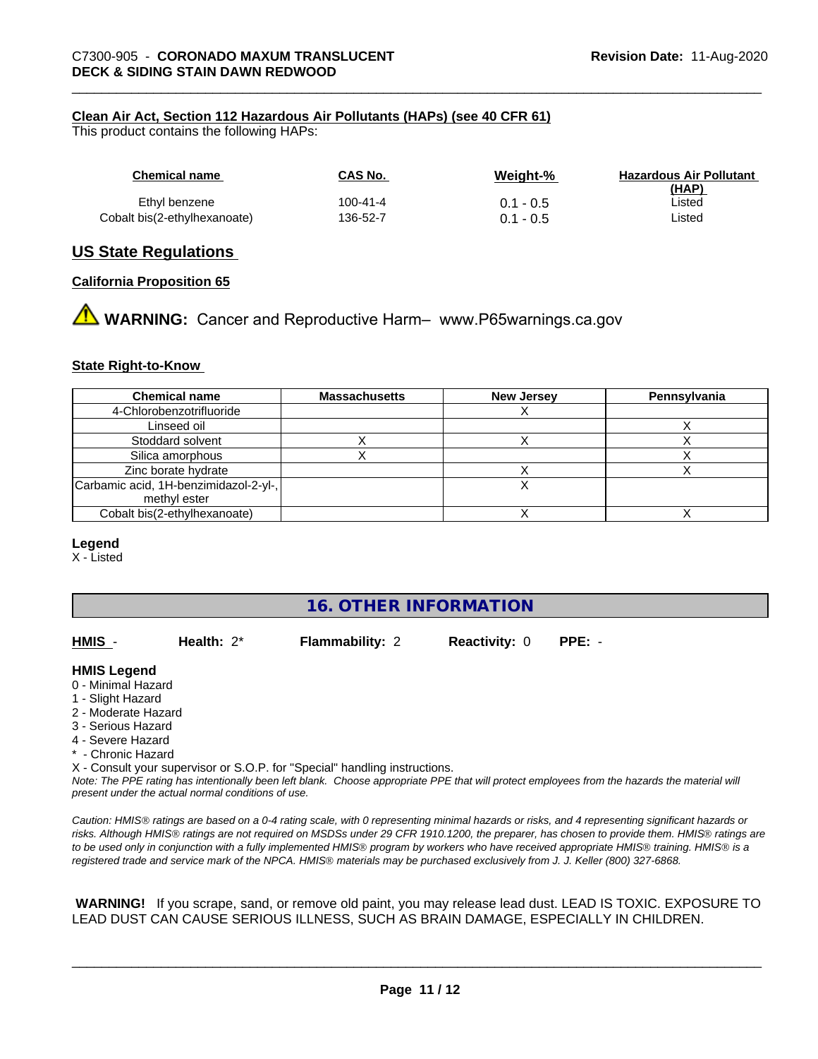**Clean Air Act, Section 112 Hazardous Air Pollutants (HAPs) (see 40 CFR 61)**

This product contains the following HAPs:

| Chemical name | CAS No. | Weight-% | Hazardous Air Pollutant (HAP) |
|---|---|---|---|
| Ethyl benzene | 100-41-4 | 0.1 - 0.5 | Listed |
| Cobalt bis(2-ethylhexanoate) | 136-52-7 | 0.1 - 0.5 | Listed |

## US State Regulations

**California Proposition 65**

⚠ **WARNING:** Cancer and Reproductive Harm– www.P65warnings.ca.gov

**State Right-to-Know**

| Chemical name | Massachusetts | New Jersey | Pennsylvania |
|---|---|---|---|
| 4-Chlorobenzotrifluoride | | X | |
| Linseed oil | | | X |
| Stoddard solvent | X | X | X |
| Silica amorphous | X | | X |
| Zinc borate hydrate | | X | X |
| Carbamic acid, 1H-benzimidazol-2-yl-, methyl ester | | X | |
| Cobalt bis(2-ethylhexanoate) | | X | X |

**Legend**

X - Listed

## 16. OTHER INFORMATION

**HMIS** - **Health:** 2* **Flammability:** 2 **Reactivity:** 0 **PPE:** -

**HMIS Legend**

0 - Minimal Hazard
1 - Slight Hazard
2 - Moderate Hazard
3 - Serious Hazard
4 - Severe Hazard
* - Chronic Hazard
X - Consult your supervisor or S.O.P. for "Special" handling instructions.

*Note: The PPE rating has intentionally been left blank. Choose appropriate PPE that will protect employees from the hazards the material will present under the actual normal conditions of use.*

*Caution: HMIS® ratings are based on a 0-4 rating scale, with 0 representing minimal hazards or risks, and 4 representing significant hazards or risks. Although HMIS® ratings are not required on MSDSs under 29 CFR 1910.1200, the preparer, has chosen to provide them. HMIS® ratings are to be used only in conjunction with a fully implemented HMIS® program by workers who have received appropriate HMIS® training. HMIS® is a registered trade and service mark of the NPCA. HMIS® materials may be purchased exclusively from J. J. Keller (800) 327-6868.*

**WARNING!** If you scrape, sand, or remove old paint, you may release lead dust. LEAD IS TOXIC. EXPOSURE TO LEAD DUST CAN CAUSE SERIOUS ILLNESS, SUCH AS BRAIN DAMAGE, ESPECIALLY IN CHILDREN.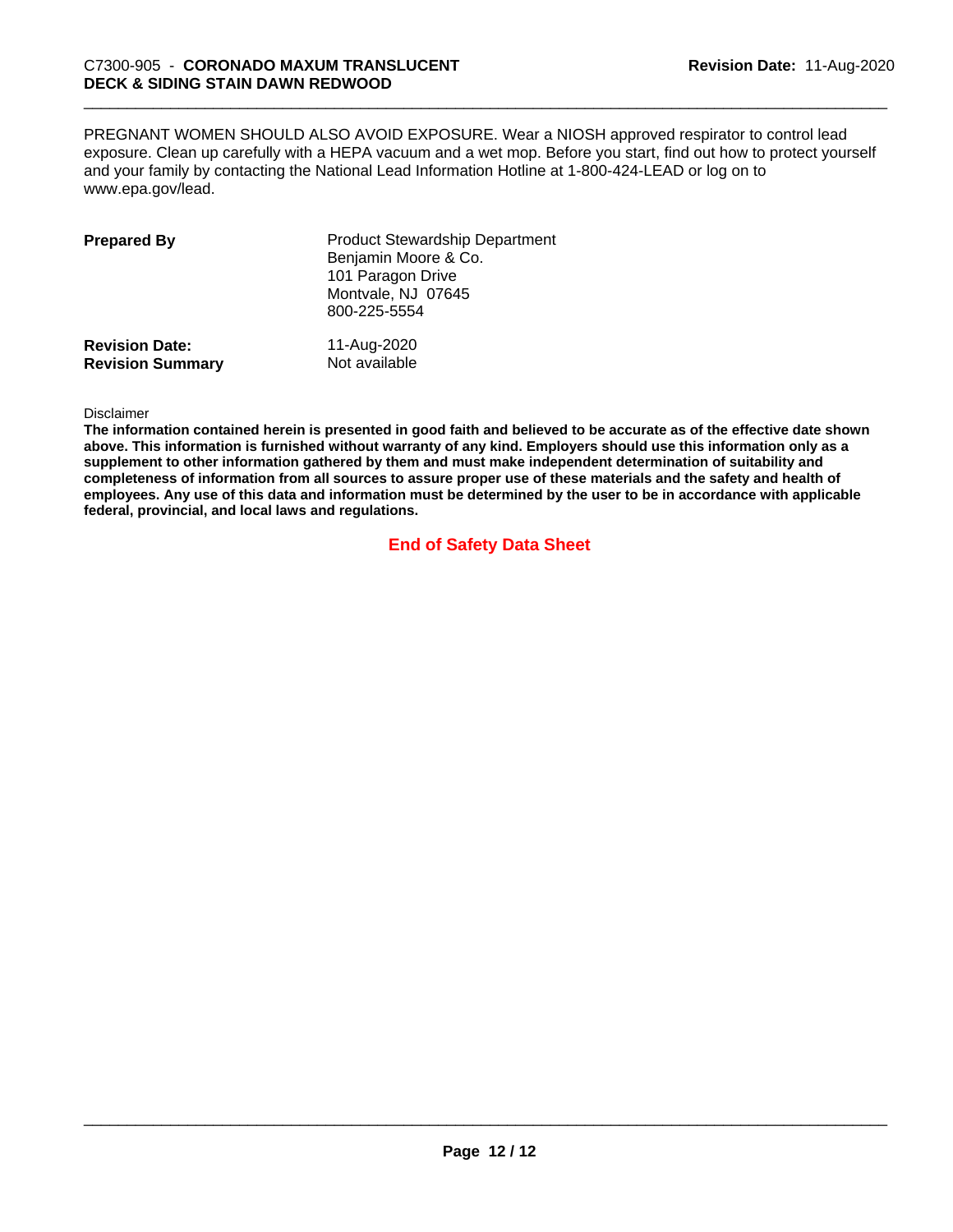PREGNANT WOMEN SHOULD ALSO AVOID EXPOSURE. Wear a NIOSH approved respirator to control lead exposure. Clean up carefully with a HEPA vacuum and a wet mop. Before you start, find out how to protect yourself and your family by contacting the National Lead Information Hotline at 1-800-424-LEAD or log on to www.epa.gov/lead.

| | |
|---|---|
| **Prepared By** | Product Stewardship Department<br>Benjamin Moore & Co.<br>101 Paragon Drive<br>Montvale, NJ 07645<br>800-225-5554 |
| **Revision Date:** | 11-Aug-2020 |
| **Revision Summary** | Not available |

Disclaimer

**The information contained herein is presented in good faith and believed to be accurate as of the effective date shown above. This information is furnished without warranty of any kind. Employers should use this information only as a supplement to other information gathered by them and must make independent determination of suitability and completeness of information from all sources to assure proper use of these materials and the safety and health of employees. Any use of this data and information must be determined by the user to be in accordance with applicable federal, provincial, and local laws and regulations.**

**End of Safety Data Sheet**